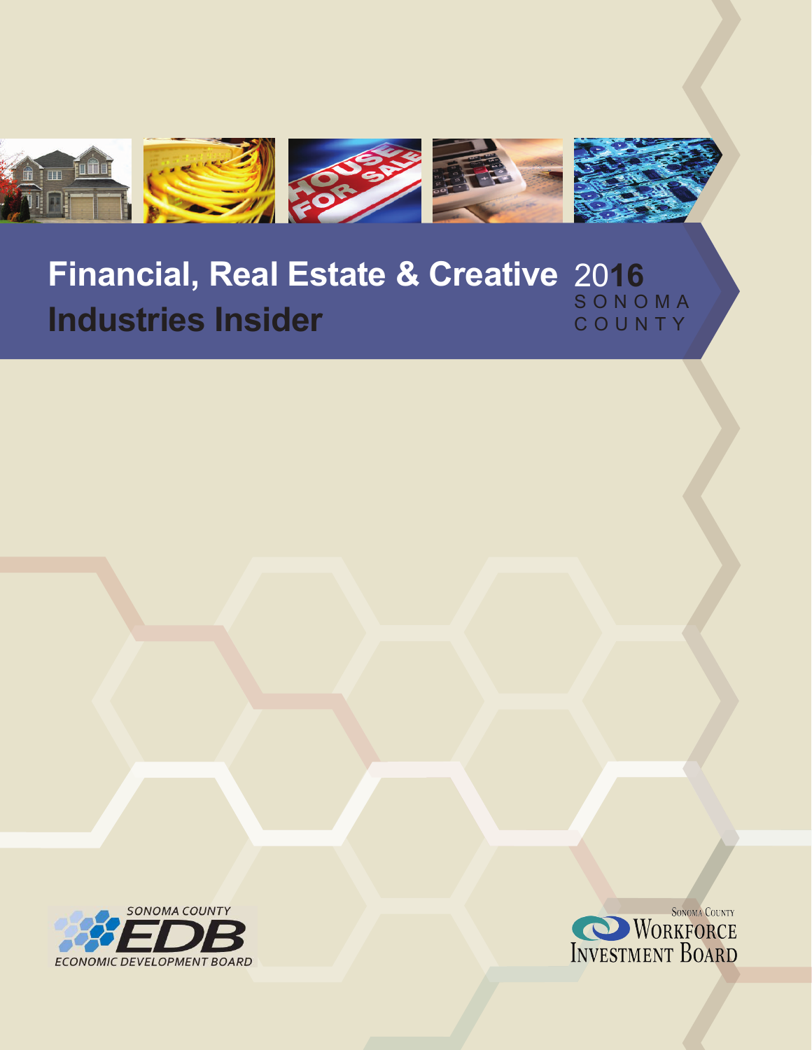# Financial, Real Estate & Creative Industries Insider

2016
SONOMA COUNTY

SONOMA COUNTY EDB ECONOMIC DEVELOPMENT BOARD

SONOMA COUNTY WORKFORCE INVESTMENT BOARD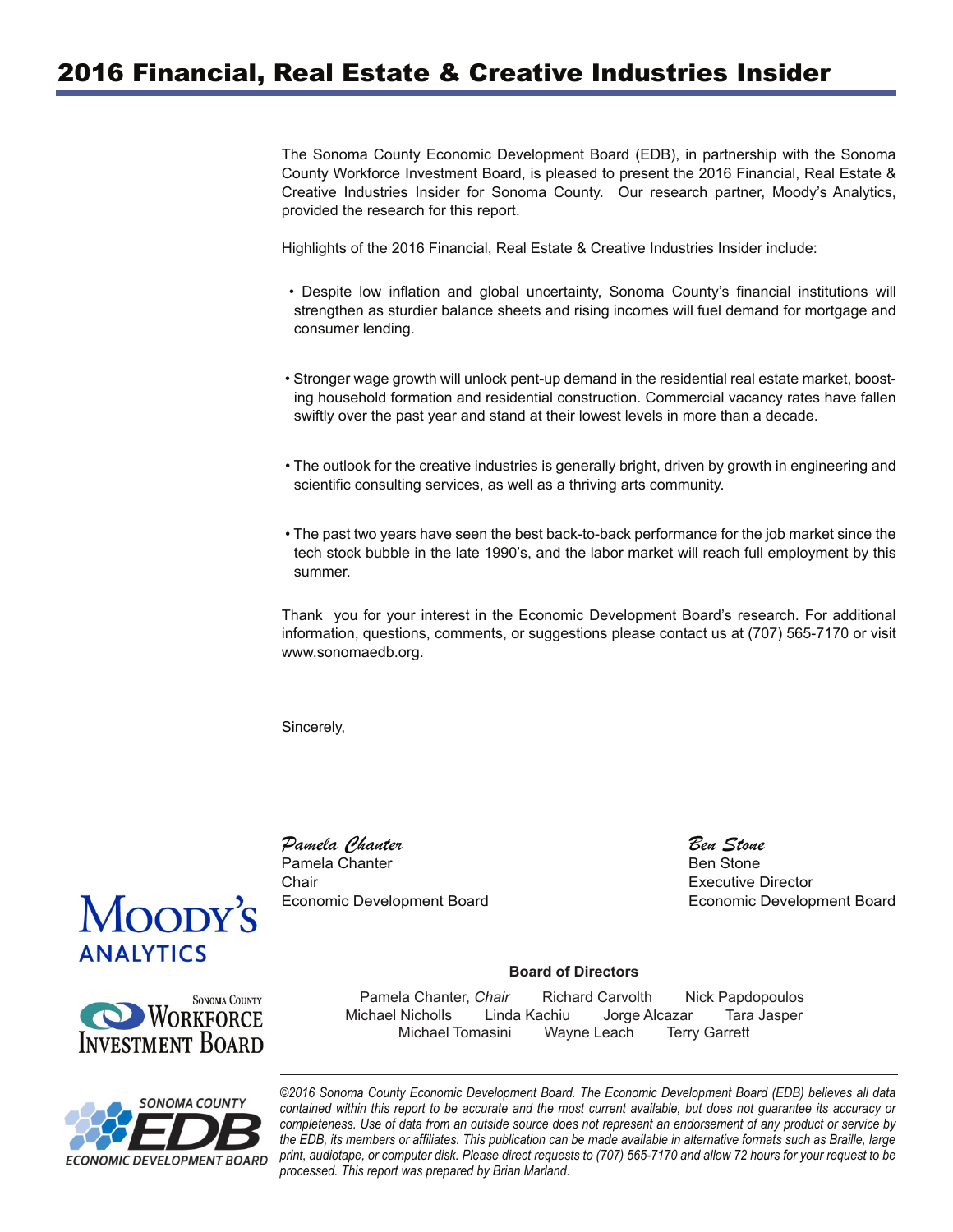# 2016 Financial, Real Estate & Creative Industries Insider

The Sonoma County Economic Development Board (EDB), in partnership with the Sonoma County Workforce Investment Board, is pleased to present the 2016 Financial, Real Estate & Creative Industries Insider for Sonoma County. Our research partner, Moody's Analytics, provided the research for this report.

Highlights of the 2016 Financial, Real Estate & Creative Industries Insider include:

- Despite low inflation and global uncertainty, Sonoma County's financial institutions will strengthen as sturdier balance sheets and rising incomes will fuel demand for mortgage and consumer lending.
- Stronger wage growth will unlock pent-up demand in the residential real estate market, boosting household formation and residential construction. Commercial vacancy rates have fallen swiftly over the past year and stand at their lowest levels in more than a decade.
- The outlook for the creative industries is generally bright, driven by growth in engineering and scientific consulting services, as well as a thriving arts community.
- The past two years have seen the best back-to-back performance for the job market since the tech stock bubble in the late 1990's, and the labor market will reach full employment by this summer.

Thank you for your interest in the Economic Development Board's research. For additional information, questions, comments, or suggestions please contact us at (707) 565-7170 or visit www.sonomaedb.org.

Sincerely,

*Pamela Chanter*
Pamela Chanter
Chair
Economic Development Board

*Ben Stone*
Ben Stone
Executive Director
Economic Development Board

Moody's Analytics

Sonoma County Workforce Investment Board

Sonoma County EDB Economic Development Board

**Board of Directors**

Pamela Chanter, *Chair* Richard Carvolth Nick Papdopoulos
Michael Nicholls Linda Kachiu Jorge Alcazar Tara Jasper
Michael Tomasini Wayne Leach Terry Garrett

*©2016 Sonoma County Economic Development Board. The Economic Development Board (EDB) believes all data contained within this report to be accurate and the most current available, but does not guarantee its accuracy or completeness. Use of data from an outside source does not represent an endorsement of any product or service by the EDB, its members or affiliates. This publication can be made available in alternative formats such as Braille, large print, audiotape, or computer disk. Please direct requests to (707) 565-7170 and allow 72 hours for your request to be processed. This report was prepared by Brian Marland.*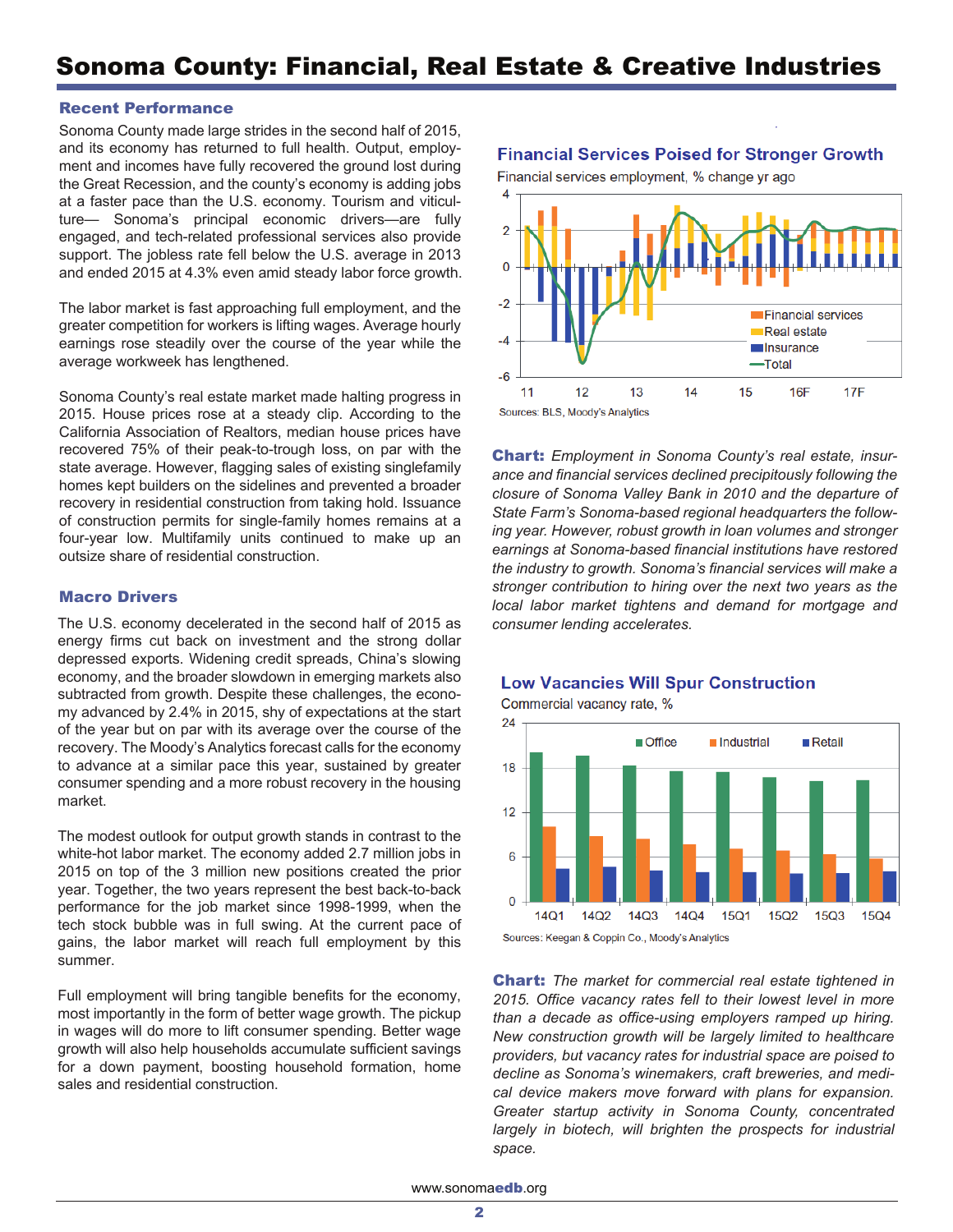# Sonoma County: Financial, Real Estate & Creative Industries

## Recent Performance

Sonoma County made large strides in the second half of 2015, and its economy has returned to full health. Output, employment and incomes have fully recovered the ground lost during the Great Recession, and the county's economy is adding jobs at a faster pace than the U.S. economy. Tourism and viticulture— Sonoma's principal economic drivers—are fully engaged, and tech-related professional services also provide support. The jobless rate fell below the U.S. average in 2013 and ended 2015 at 4.3% even amid steady labor force growth.

The labor market is fast approaching full employment, and the greater competition for workers is lifting wages. Average hourly earnings rose steadily over the course of the year while the average workweek has lengthened.

Sonoma County's real estate market made halting progress in 2015. House prices rose at a steady clip. According to the California Association of Realtors, median house prices have recovered 75% of their peak-to-trough loss, on par with the state average. However, flagging sales of existing singlefamily homes kept builders on the sidelines and prevented a broader recovery in residential construction from taking hold. Issuance of construction permits for single-family homes remains at a four-year low. Multifamily units continued to make up an outsize share of residential construction.

## Macro Drivers

The U.S. economy decelerated in the second half of 2015 as energy firms cut back on investment and the strong dollar depressed exports. Widening credit spreads, China's slowing economy, and the broader slowdown in emerging markets also subtracted from growth. Despite these challenges, the economy advanced by 2.4% in 2015, shy of expectations at the start of the year but on par with its average over the course of the recovery. The Moody's Analytics forecast calls for the economy to advance at a similar pace this year, sustained by greater consumer spending and a more robust recovery in the housing market.

The modest outlook for output growth stands in contrast to the white-hot labor market. The economy added 2.7 million jobs in 2015 on top of the 3 million new positions created the prior year. Together, the two years represent the best back-to-back performance for the job market since 1998-1999, when the tech stock bubble was in full swing. At the current pace of gains, the labor market will reach full employment by this summer.

Full employment will bring tangible benefits for the economy, most importantly in the form of better wage growth. The pickup in wages will do more to lift consumer spending. Better wage growth will also help households accumulate sufficient savings for a down payment, boosting household formation, home sales and residential construction.

### Financial Services Poised for Stronger Growth

Financial services employment, % change yr ago

Legend: Financial services, Real estate, Insurance, Total

Sources: BLS, Moody's Analytics

**Chart:** *Employment in Sonoma County's real estate, insurance and financial services declined precipitously following the closure of Sonoma Valley Bank in 2010 and the departure of State Farm's Sonoma-based regional headquarters the following year. However, robust growth in loan volumes and stronger earnings at Sonoma-based financial institutions have restored the industry to growth. Sonoma's financial services will make a stronger contribution to hiring over the next two years as the local labor market tightens and demand for mortgage and consumer lending accelerates.*

### Low Vacancies Will Spur Construction

Commercial vacancy rate, %

Legend: Office, Industrial, Retail

Sources: Keegan & Coppin Co., Moody's Analytics

**Chart:** *The market for commercial real estate tightened in 2015. Office vacancy rates fell to their lowest level in more than a decade as office-using employers ramped up hiring. New construction growth will be largely limited to healthcare providers, but vacancy rates for industrial space are poised to decline as Sonoma's winemakers, craft breweries, and medical device makers move forward with plans for expansion. Greater startup activity in Sonoma County, concentrated largely in biotech, will brighten the prospects for industrial space.*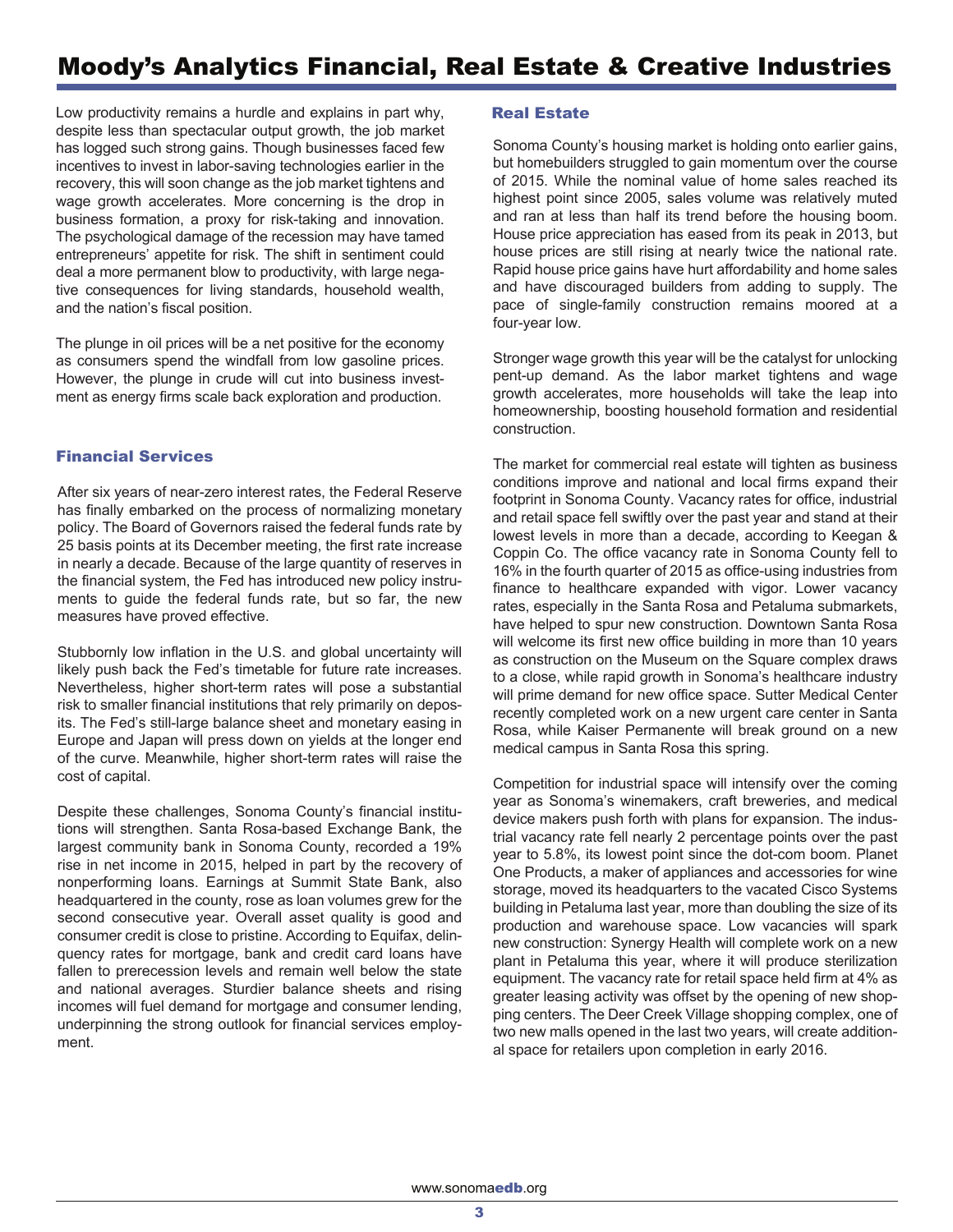# Moody's Analytics Financial, Real Estate & Creative Industries

Low productivity remains a hurdle and explains in part why, despite less than spectacular output growth, the job market has logged such strong gains. Though businesses faced few incentives to invest in labor-saving technologies earlier in the recovery, this will soon change as the job market tightens and wage growth accelerates. More concerning is the drop in business formation, a proxy for risk-taking and innovation. The psychological damage of the recession may have tamed entrepreneurs' appetite for risk. The shift in sentiment could deal a more permanent blow to productivity, with large negative consequences for living standards, household wealth, and the nation's fiscal position.

The plunge in oil prices will be a net positive for the economy as consumers spend the windfall from low gasoline prices. However, the plunge in crude will cut into business investment as energy firms scale back exploration and production.

## Financial Services

After six years of near-zero interest rates, the Federal Reserve has finally embarked on the process of normalizing monetary policy. The Board of Governors raised the federal funds rate by 25 basis points at its December meeting, the first rate increase in nearly a decade. Because of the large quantity of reserves in the financial system, the Fed has introduced new policy instruments to guide the federal funds rate, but so far, the new measures have proved effective.

Stubbornly low inflation in the U.S. and global uncertainty will likely push back the Fed's timetable for future rate increases. Nevertheless, higher short-term rates will pose a substantial risk to smaller financial institutions that rely primarily on deposits. The Fed's still-large balance sheet and monetary easing in Europe and Japan will press down on yields at the longer end of the curve. Meanwhile, higher short-term rates will raise the cost of capital.

Despite these challenges, Sonoma County's financial institutions will strengthen. Santa Rosa-based Exchange Bank, the largest community bank in Sonoma County, recorded a 19% rise in net income in 2015, helped in part by the recovery of nonperforming loans. Earnings at Summit State Bank, also headquartered in the county, rose as loan volumes grew for the second consecutive year. Overall asset quality is good and consumer credit is close to pristine. According to Equifax, delinquency rates for mortgage, bank and credit card loans have fallen to prerecession levels and remain well below the state and national averages. Sturdier balance sheets and rising incomes will fuel demand for mortgage and consumer lending, underpinning the strong outlook for financial services employment.

## Real Estate

Sonoma County's housing market is holding onto earlier gains, but homebuilders struggled to gain momentum over the course of 2015. While the nominal value of home sales reached its highest point since 2005, sales volume was relatively muted and ran at less than half its trend before the housing boom. House price appreciation has eased from its peak in 2013, but house prices are still rising at nearly twice the national rate. Rapid house price gains have hurt affordability and home sales and have discouraged builders from adding to supply. The pace of single-family construction remains moored at a four-year low.

Stronger wage growth this year will be the catalyst for unlocking pent-up demand. As the labor market tightens and wage growth accelerates, more households will take the leap into homeownership, boosting household formation and residential construction.

The market for commercial real estate will tighten as business conditions improve and national and local firms expand their footprint in Sonoma County. Vacancy rates for office, industrial and retail space fell swiftly over the past year and stand at their lowest levels in more than a decade, according to Keegan & Coppin Co. The office vacancy rate in Sonoma County fell to 16% in the fourth quarter of 2015 as office-using industries from finance to healthcare expanded with vigor. Lower vacancy rates, especially in the Santa Rosa and Petaluma submarkets, have helped to spur new construction. Downtown Santa Rosa will welcome its first new office building in more than 10 years as construction on the Museum on the Square complex draws to a close, while rapid growth in Sonoma's healthcare industry will prime demand for new office space. Sutter Medical Center recently completed work on a new urgent care center in Santa Rosa, while Kaiser Permanente will break ground on a new medical campus in Santa Rosa this spring.

Competition for industrial space will intensify over the coming year as Sonoma's winemakers, craft breweries, and medical device makers push forth with plans for expansion. The industrial vacancy rate fell nearly 2 percentage points over the past year to 5.8%, its lowest point since the dot-com boom. Planet One Products, a maker of appliances and accessories for wine storage, moved its headquarters to the vacated Cisco Systems building in Petaluma last year, more than doubling the size of its production and warehouse space. Low vacancies will spark new construction: Synergy Health will complete work on a new plant in Petaluma this year, where it will produce sterilization equipment. The vacancy rate for retail space held firm at 4% as greater leasing activity was offset by the opening of new shopping centers. The Deer Creek Village shopping complex, one of two new malls opened in the last two years, will create additional space for retailers upon completion in early 2016.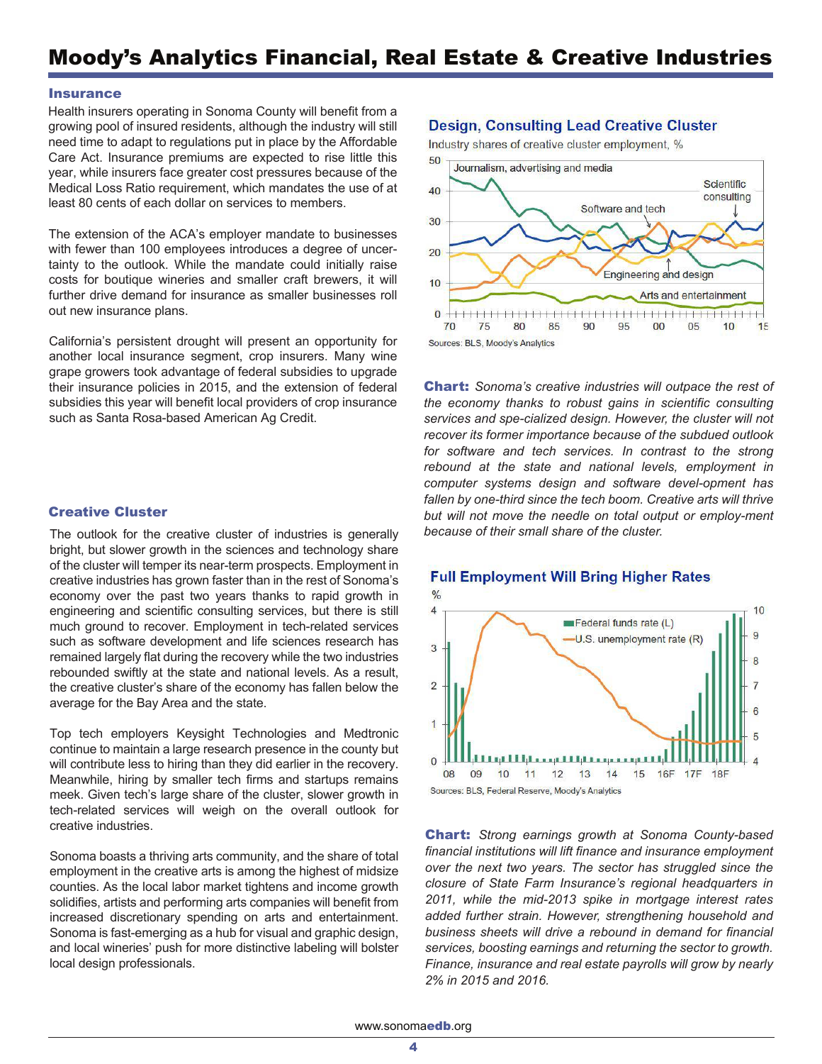# Moody's Analytics Financial, Real Estate & Creative Industries

## Insurance

Health insurers operating in Sonoma County will benefit from a growing pool of insured residents, although the industry will still need time to adapt to regulations put in place by the Affordable Care Act. Insurance premiums are expected to rise little this year, while insurers face greater cost pressures because of the Medical Loss Ratio requirement, which mandates the use of at least 80 cents of each dollar on services to members.

The extension of the ACA's employer mandate to businesses with fewer than 100 employees introduces a degree of uncertainty to the outlook. While the mandate could initially raise costs for boutique wineries and smaller craft brewers, it will further drive demand for insurance as smaller businesses roll out new insurance plans.

California's persistent drought will present an opportunity for another local insurance segment, crop insurers. Many wine grape growers took advantage of federal subsidies to upgrade their insurance policies in 2015, and the extension of federal subsidies this year will benefit local providers of crop insurance such as Santa Rosa-based American Ag Credit.

## Creative Cluster

The outlook for the creative cluster of industries is generally bright, but slower growth in the sciences and technology share of the cluster will temper its near-term prospects. Employment in creative industries has grown faster than in the rest of Sonoma's economy over the past two years thanks to rapid growth in engineering and scientific consulting services, but there is still much ground to recover. Employment in tech-related services such as software development and life sciences research has remained largely flat during the recovery while the two industries rebounded swiftly at the state and national levels. As a result, the creative cluster's share of the economy has fallen below the average for the Bay Area and the state.

Top tech employers Keysight Technologies and Medtronic continue to maintain a large research presence in the county but will contribute less to hiring than they did earlier in the recovery. Meanwhile, hiring by smaller tech firms and startups remains meek. Given tech's large share of the cluster, slower growth in tech-related services will weigh on the overall outlook for creative industries.

Sonoma boasts a thriving arts community, and the share of total employment in the creative arts is among the highest of midsize counties. As the local labor market tightens and income growth solidifies, artists and performing arts companies will benefit from increased discretionary spending on arts and entertainment. Sonoma is fast-emerging as a hub for visual and graphic design, and local wineries' push for more distinctive labeling will bolster local design professionals.

### Design, Consulting Lead Creative Cluster

Industry shares of creative cluster employment, %

Sources: BLS, Moody's Analytics

**Chart:** *Sonoma's creative industries will outpace the rest of the economy thanks to robust gains in scientific consulting services and spe-cialized design. However, the cluster will not recover its former importance because of the subdued outlook for software and tech services. In contrast to the strong rebound at the state and national levels, employment in computer systems design and software devel-opment has fallen by one-third since the tech boom. Creative arts will thrive but will not move the needle on total output or employ-ment because of their small share of the cluster.*

### Full Employment Will Bring Higher Rates

Sources: BLS, Federal Reserve, Moody's Analytics

**Chart:** *Strong earnings growth at Sonoma County-based financial institutions will lift finance and insurance employment over the next two years. The sector has struggled since the closure of State Farm Insurance's regional headquarters in 2011, while the mid-2013 spike in mortgage interest rates added further strain. However, strengthening household and business sheets will drive a rebound in demand for financial services, boosting earnings and returning the sector to growth. Finance, insurance and real estate payrolls will grow by nearly 2% in 2015 and 2016.*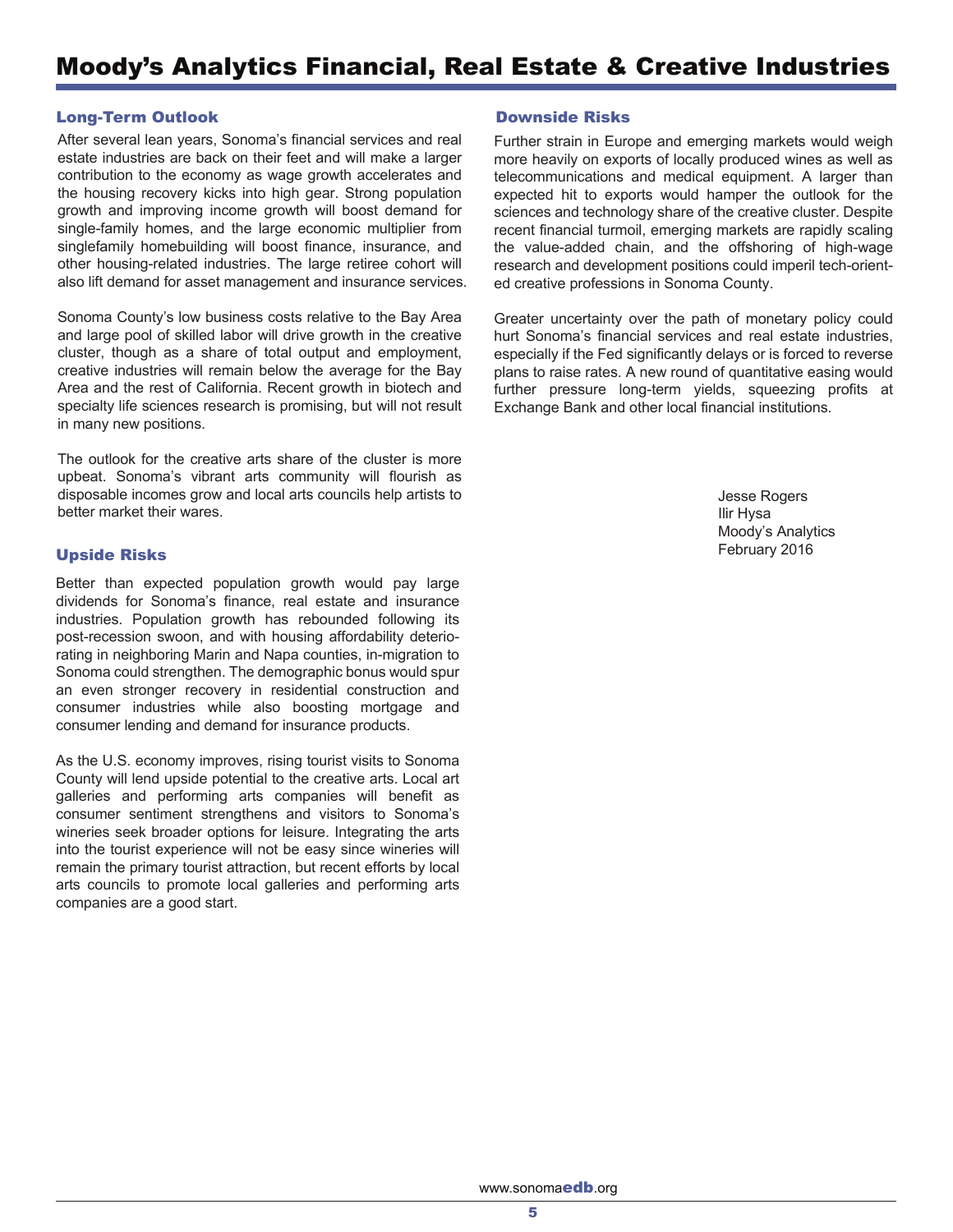# Moody's Analytics Financial, Real Estate & Creative Industries

## Long-Term Outlook

After several lean years, Sonoma's financial services and real estate industries are back on their feet and will make a larger contribution to the economy as wage growth accelerates and the housing recovery kicks into high gear. Strong population growth and improving income growth will boost demand for single-family homes, and the large economic multiplier from singlefamily homebuilding will boost finance, insurance, and other housing-related industries. The large retiree cohort will also lift demand for asset management and insurance services.

Sonoma County's low business costs relative to the Bay Area and large pool of skilled labor will drive growth in the creative cluster, though as a share of total output and employment, creative industries will remain below the average for the Bay Area and the rest of California. Recent growth in biotech and specialty life sciences research is promising, but will not result in many new positions.

The outlook for the creative arts share of the cluster is more upbeat. Sonoma's vibrant arts community will flourish as disposable incomes grow and local arts councils help artists to better market their wares.

## Upside Risks

Better than expected population growth would pay large dividends for Sonoma's finance, real estate and insurance industries. Population growth has rebounded following its post-recession swoon, and with housing affordability deteriorating in neighboring Marin and Napa counties, in-migration to Sonoma could strengthen. The demographic bonus would spur an even stronger recovery in residential construction and consumer industries while also boosting mortgage and consumer lending and demand for insurance products.

As the U.S. economy improves, rising tourist visits to Sonoma County will lend upside potential to the creative arts. Local art galleries and performing arts companies will benefit as consumer sentiment strengthens and visitors to Sonoma's wineries seek broader options for leisure. Integrating the arts into the tourist experience will not be easy since wineries will remain the primary tourist attraction, but recent efforts by local arts councils to promote local galleries and performing arts companies are a good start.

## Downside Risks

Further strain in Europe and emerging markets would weigh more heavily on exports of locally produced wines as well as telecommunications and medical equipment. A larger than expected hit to exports would hamper the outlook for the sciences and technology share of the creative cluster. Despite recent financial turmoil, emerging markets are rapidly scaling the value-added chain, and the offshoring of high-wage research and development positions could imperil tech-oriented creative professions in Sonoma County.

Greater uncertainty over the path of monetary policy could hurt Sonoma's financial services and real estate industries, especially if the Fed significantly delays or is forced to reverse plans to raise rates. A new round of quantitative easing would further pressure long-term yields, squeezing profits at Exchange Bank and other local financial institutions.

Jesse Rogers
Ilir Hysa
Moody's Analytics
February 2016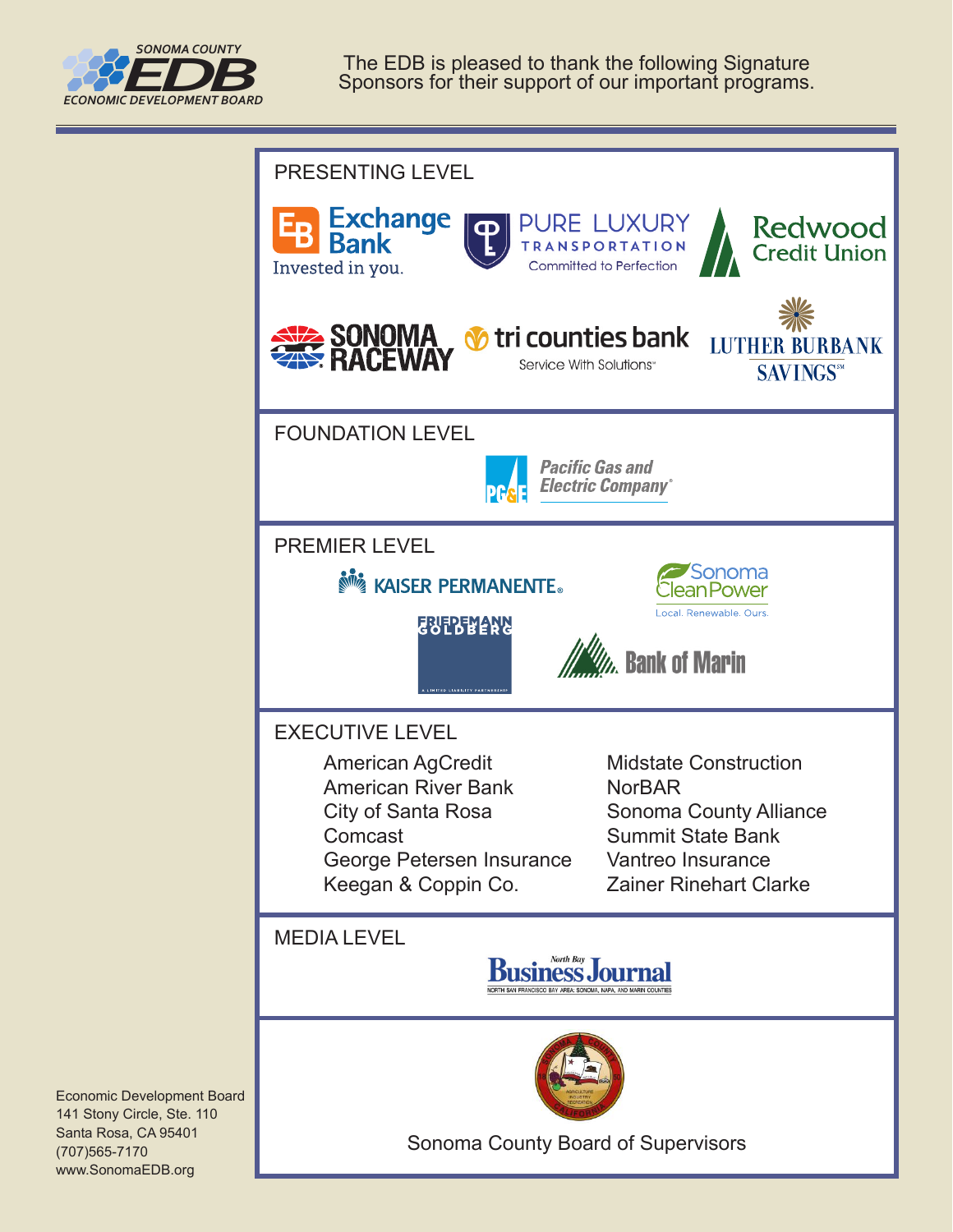SONOMA COUNTY EDB
ECONOMIC DEVELOPMENT BOARD

The EDB is pleased to thank the following Signature Sponsors for their support of our important programs.

## PRESENTING LEVEL

Exchange Bank — Invested in you.

PURE LUXURY TRANSPORTATION — Committed to Perfection

Redwood Credit Union

Sonoma Raceway

tri counties bank — Service With Solutions

Luther Burbank Savings

## FOUNDATION LEVEL

Pacific Gas and Electric Company

## PREMIER LEVEL

Kaiser Permanente

Sonoma Clean Power — Local. Renewable. Ours.

Friedemann Goldberg

Bank of Marin

## EXECUTIVE LEVEL

- American AgCredit
- American River Bank
- City of Santa Rosa
- Comcast
- George Petersen Insurance
- Keegan & Coppin Co.
- Midstate Construction
- NorBAR
- Sonoma County Alliance
- Summit State Bank
- Vantreo Insurance
- Zainer Rinehart Clarke

## MEDIA LEVEL

North Bay Business Journal

Sonoma County Board of Supervisors

Economic Development Board
141 Stony Circle, Ste. 110
Santa Rosa, CA 95401
(707)565-7170
www.SonomaEDB.org